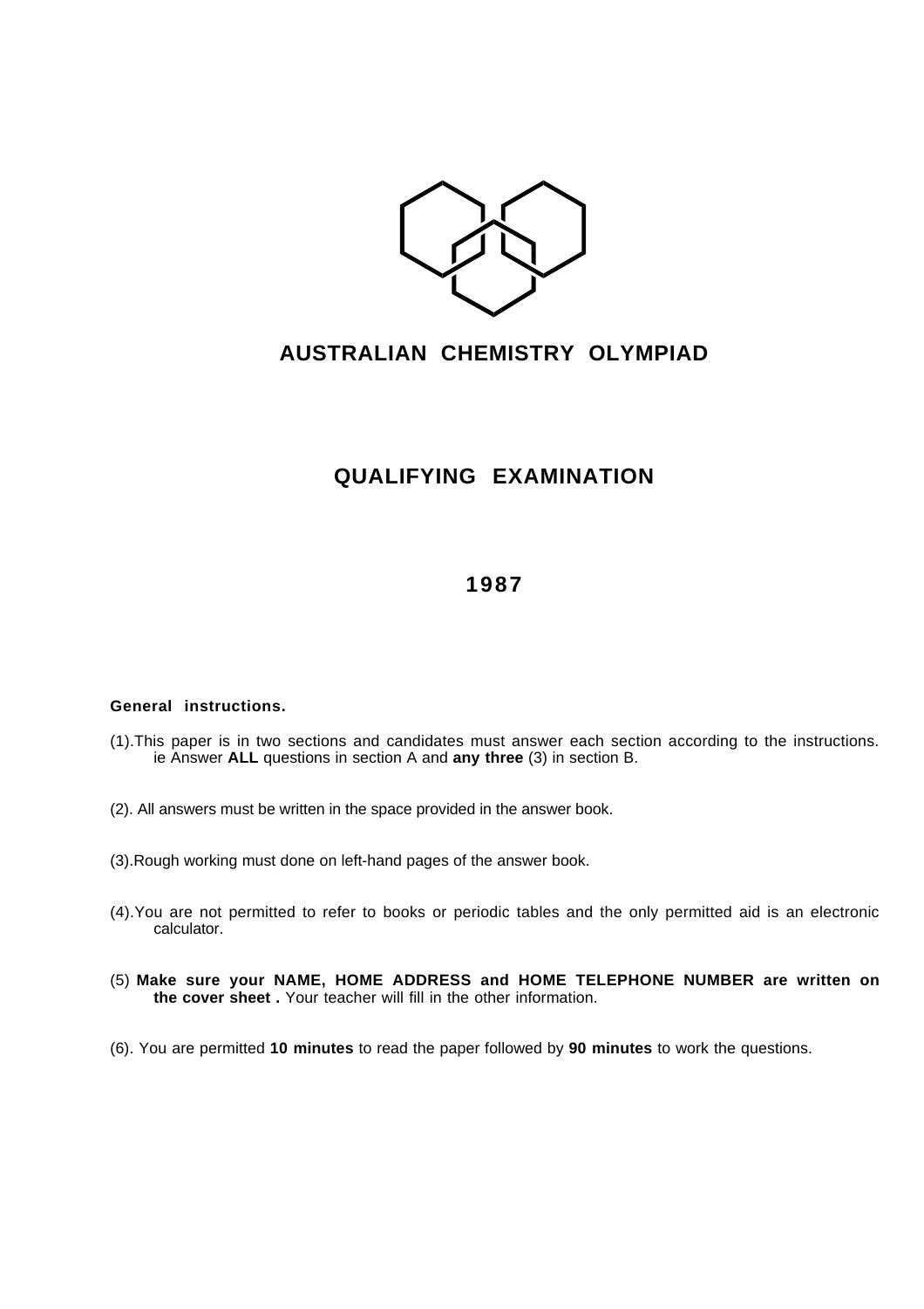# AUSTRALIAN CHEMISTRY OLYMPIAD

## QUALIFYING EXAMINATION

## 1987

**General instructions.**

(1).This paper is in two sections and candidates must answer each section according to the instructions. ie Answer **ALL** questions in section A and **any three** (3) in section B.

(2). All answers must be written in the space provided in the answer book.

(3).Rough working must done on left-hand pages of the answer book.

(4).You are not permitted to refer to books or periodic tables and the only permitted aid is an electronic calculator.

(5) **Make sure your NAME, HOME ADDRESS and HOME TELEPHONE NUMBER are written on the cover sheet .** Your teacher will fill in the other information.

(6). You are permitted **10 minutes** to read the paper followed by **90 minutes** to work the questions.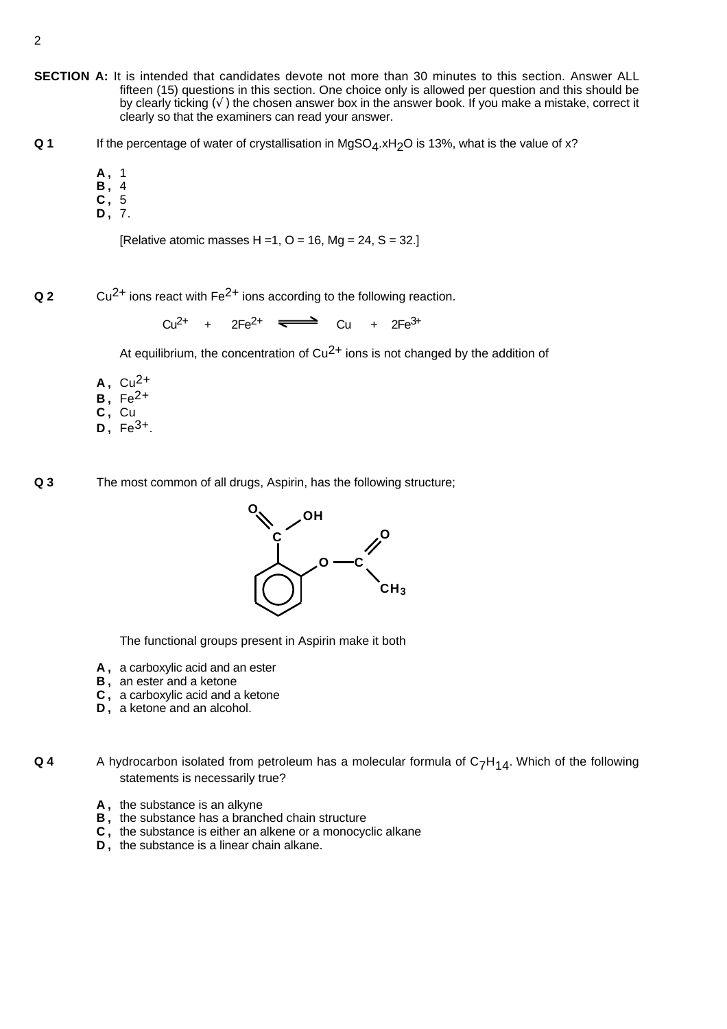**SECTION A:** It is intended that candidates devote not more than 30 minutes to this section. Answer ALL fifteen (15) questions in this section. One choice only is allowed per question and this should be by clearly ticking (√) the chosen answer box in the answer book. If you make a mistake, correct it clearly so that the examiners can read your answer.

**Q 1** If the percentage of water of crystallisation in $MgSO_4.xH_2O$ is 13%, what is the value of x?

**A ,** 1
**B ,** 4
**C ,** 5
**D ,** 7.

[Relative atomic masses H =1, O = 16, Mg = 24, S = 32.]

**Q 2** $Cu^{2+}$ ions react with $Fe^{2+}$ ions according to the following reaction.

$$Cu^{2+} + 2Fe^{2+} \rightleftharpoons Cu + 2Fe^{3+}$$

At equilibrium, the concentration of $Cu^{2+}$ ions is not changed by the addition of

**A ,** $Cu^{2+}$
**B ,** $Fe^{2+}$
**C ,** Cu
**D ,** $Fe^{3+}$.

**Q 3** The most common of all drugs, Aspirin, has the following structure;

The functional groups present in Aspirin make it both

**A ,** a carboxylic acid and an ester
**B ,** an ester and a ketone
**C ,** a carboxylic acid and a ketone
**D ,** a ketone and an alcohol.

**Q 4** A hydrocarbon isolated from petroleum has a molecular formula of $C_7H_{14}$. Which of the following statements is necessarily true?

**A ,** the substance is an alkyne
**B ,** the substance has a branched chain structure
**C ,** the substance is either an alkene or a monocyclic alkane
**D ,** the substance is a linear chain alkane.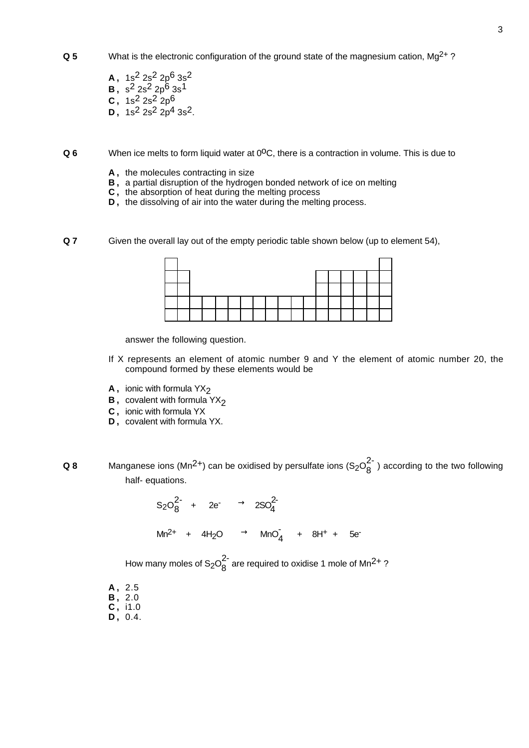**Q 5** What is the electronic configuration of the ground state of the magnesium cation, $Mg^{2+}$ ?

**A ,** $1s^2\ 2s^2\ 2p^6\ 3s^2$
**B ,** $s^2\ 2s^2\ 2p^6\ 3s^1$
**C ,** $1s^2\ 2s^2\ 2p^6$
**D ,** $1s^2\ 2s^2\ 2p^4\ 3s^2$.

**Q 6** When ice melts to form liquid water at $0^oC$, there is a contraction in volume. This is due to

**A ,** the molecules contracting in size
**B ,** a partial disruption of the hydrogen bonded network of ice on melting
**C ,** the absorption of heat during the melting process
**D ,** the dissolving of air into the water during the melting process.

**Q 7** Given the overall lay out of the empty periodic table shown below (up to element 54),

answer the following question.

If X represents an element of atomic number 9 and Y the element of atomic number 20, the compound formed by these elements would be

**A ,** ionic with formula $YX_2$
**B ,** covalent with formula $YX_2$
**C ,** ionic with formula YX
**D ,** covalent with formula YX.

**Q 8** Manganese ions ($Mn^{2+}$) can be oxidised by persulfate ions ($S_2O_8^{2-}$ ) according to the two following half- equations.

$$S_2O_8^{2-} \quad + \quad 2e^- \quad \rightarrow \quad 2SO_4^{2-}$$

$$Mn^{2+} \quad + \quad 4H_2O \quad \rightarrow \quad MnO_4^- \quad + \quad 8H^+ \quad + \quad 5e^-$$

How many moles of $S_2O_8^{2-}$ are required to oxidise 1 mole of $Mn^{2+}$ ?

**A ,** 2.5
**B ,** 2.0
**C ,** i1.0
**D ,** 0.4.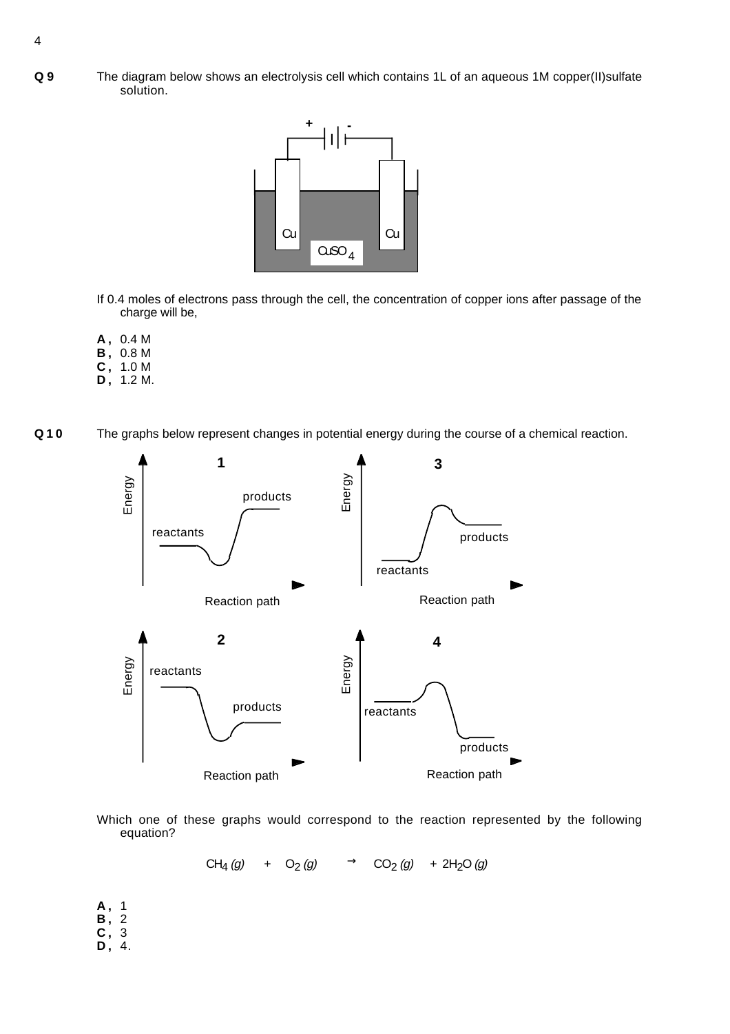**Q 9** The diagram below shows an electrolysis cell which contains 1L of an aqueous 1M copper(II)sulfate solution.

If 0.4 moles of electrons pass through the cell, the concentration of copper ions after passage of the charge will be,

**A ,** 0.4 M
**B ,** 0.8 M
**C ,** 1.0 M
**D ,** 1.2 M.

**Q 1 0** The graphs below represent changes in potential energy during the course of a chemical reaction.

Which one of these graphs would correspond to the reaction represented by the following equation?

$$CH_4\,(g) \quad + \quad O_2\,(g) \quad \rightarrow \quad CO_2\,(g) \quad + \; 2H_2O\,(g)$$

**A ,** 1
**B ,** 2
**C ,** 3
**D ,** 4.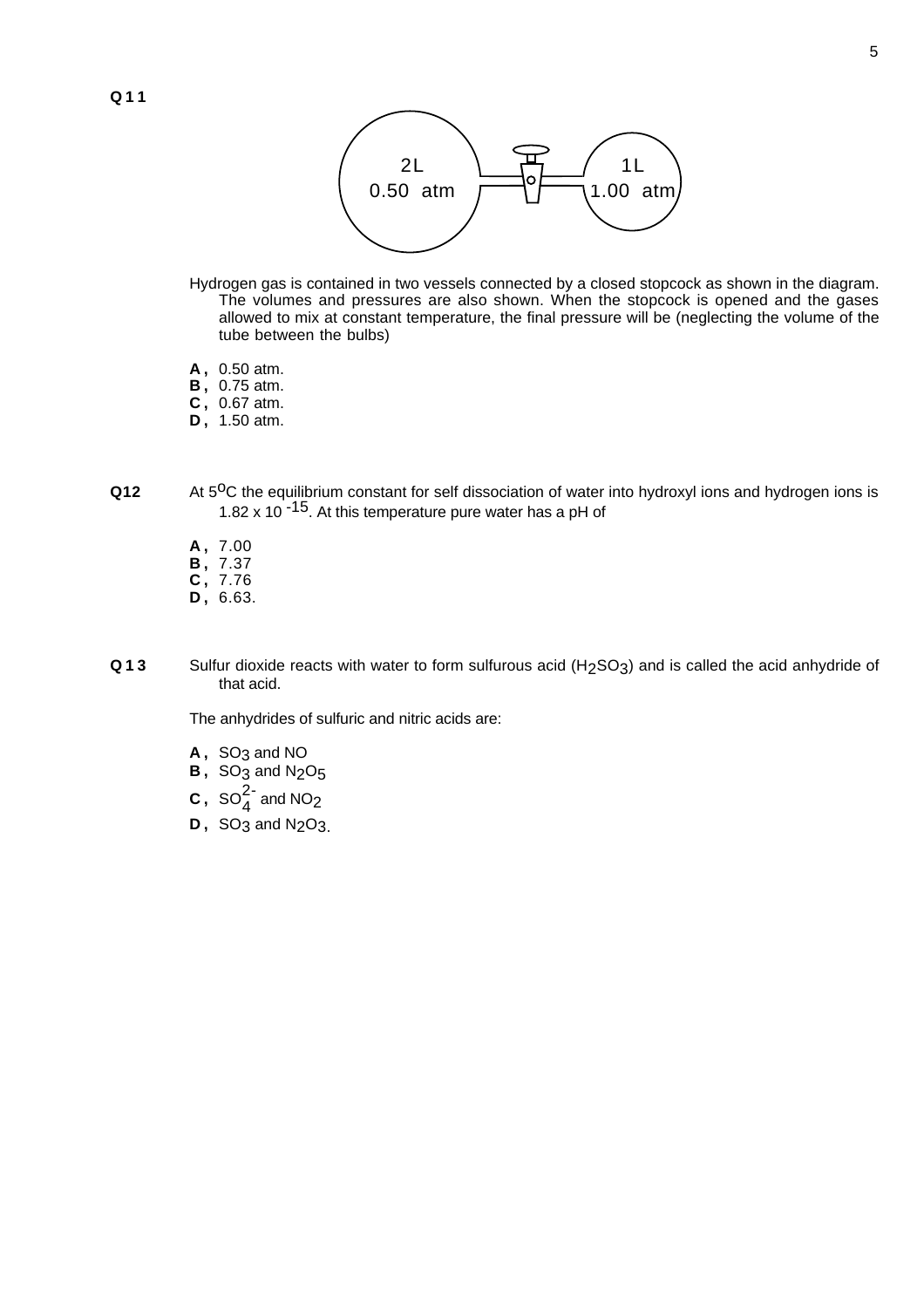**Q11**

2L 0.50 atm — 1L 1.00 atm

Hydrogen gas is contained in two vessels connected by a closed stopcock as shown in the diagram. The volumes and pressures are also shown. When the stopcock is opened and the gases allowed to mix at constant temperature, the final pressure will be (neglecting the volume of the tube between the bulbs)

**A ,** 0.50 atm.
**B ,** 0.75 atm.
**C ,** 0.67 atm.
**D ,** 1.50 atm.

**Q12** At 5$^{o}$C the equilibrium constant for self dissociation of water into hydroxyl ions and hydrogen ions is $1.82 \times 10^{-15}$. At this temperature pure water has a pH of

**A ,** 7.00
**B ,** 7.37
**C ,** 7.76
**D ,** 6.63.

**Q13** Sulfur dioxide reacts with water to form sulfurous acid ($H_2SO_3$) and is called the acid anhydride of that acid.

The anhydrides of sulfuric and nitric acids are:

**A ,** $SO_3$ and NO
**B ,** $SO_3$ and $N_2O_5$
**C ,** $SO_4^{2-}$ and $NO_2$
**D ,** $SO_3$ and $N_2O_3$.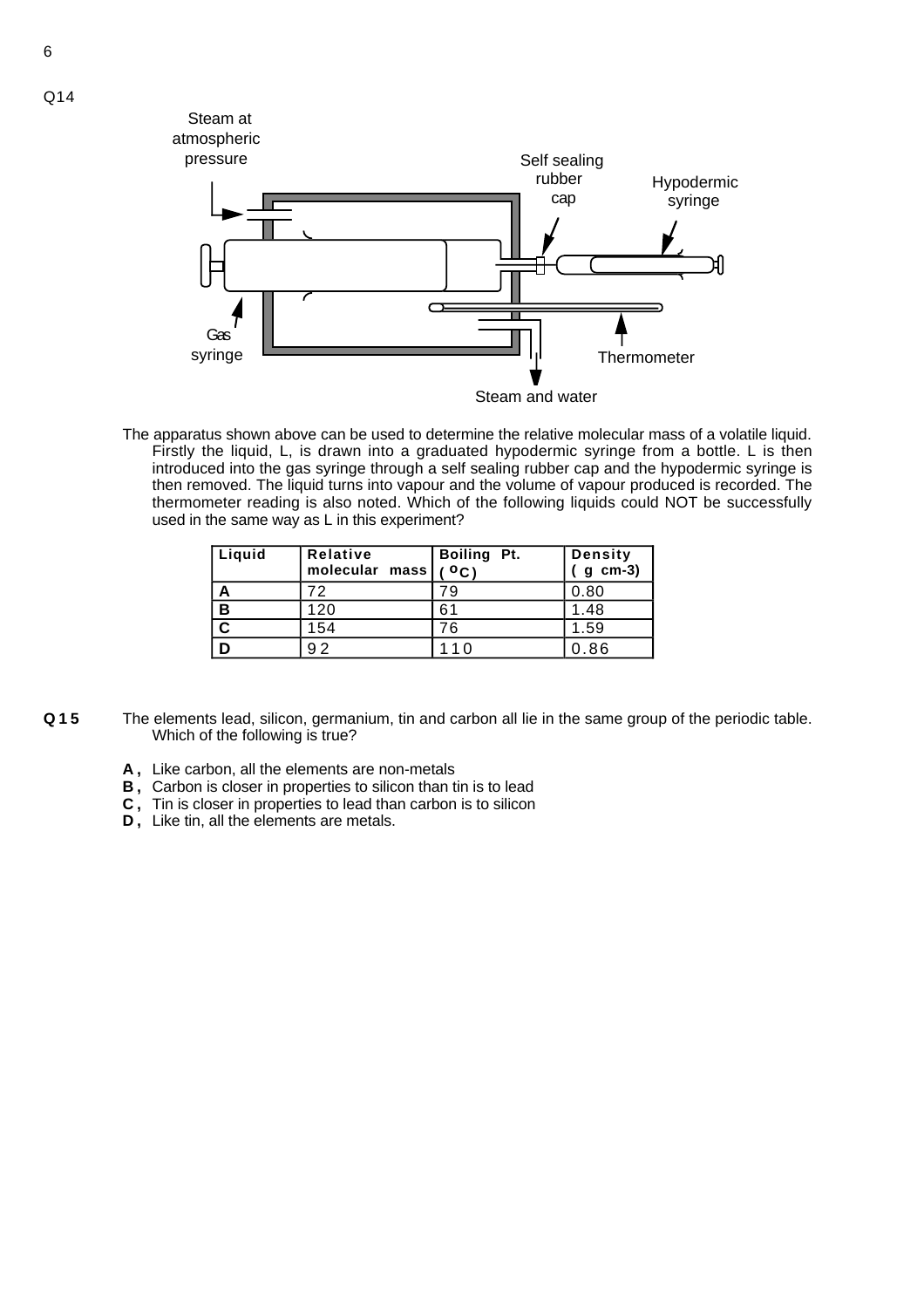Q14

Steam at atmospheric pressure

Self sealing rubber cap

Hypodermic syringe

Gas syringe

Thermometer

Steam and water

The apparatus shown above can be used to determine the relative molecular mass of a volatile liquid. Firstly the liquid, L, is drawn into a graduated hypodermic syringe from a bottle. L is then introduced into the gas syringe through a self sealing rubber cap and the hypodermic syringe is then removed. The liquid turns into vapour and the volume of vapour produced is recorded. The thermometer reading is also noted. Which of the following liquids could NOT be successfully used in the same way as L in this experiment?

| Liquid | Relative molecular mass | Boiling Pt. ( $^oC$) | Density ( g cm-3) |
|---|---|---|---|
| A | 72 | 79 | 0.80 |
| B | 120 | 61 | 1.48 |
| C | 154 | 76 | 1.59 |
| D | 92 | 110 | 0.86 |

**Q15** The elements lead, silicon, germanium, tin and carbon all lie in the same group of the periodic table. Which of the following is true?

**A ,** Like carbon, all the elements are non-metals
**B ,** Carbon is closer in properties to silicon than tin is to lead
**C ,** Tin is closer in properties to lead than carbon is to silicon
**D ,** Like tin, all the elements are metals.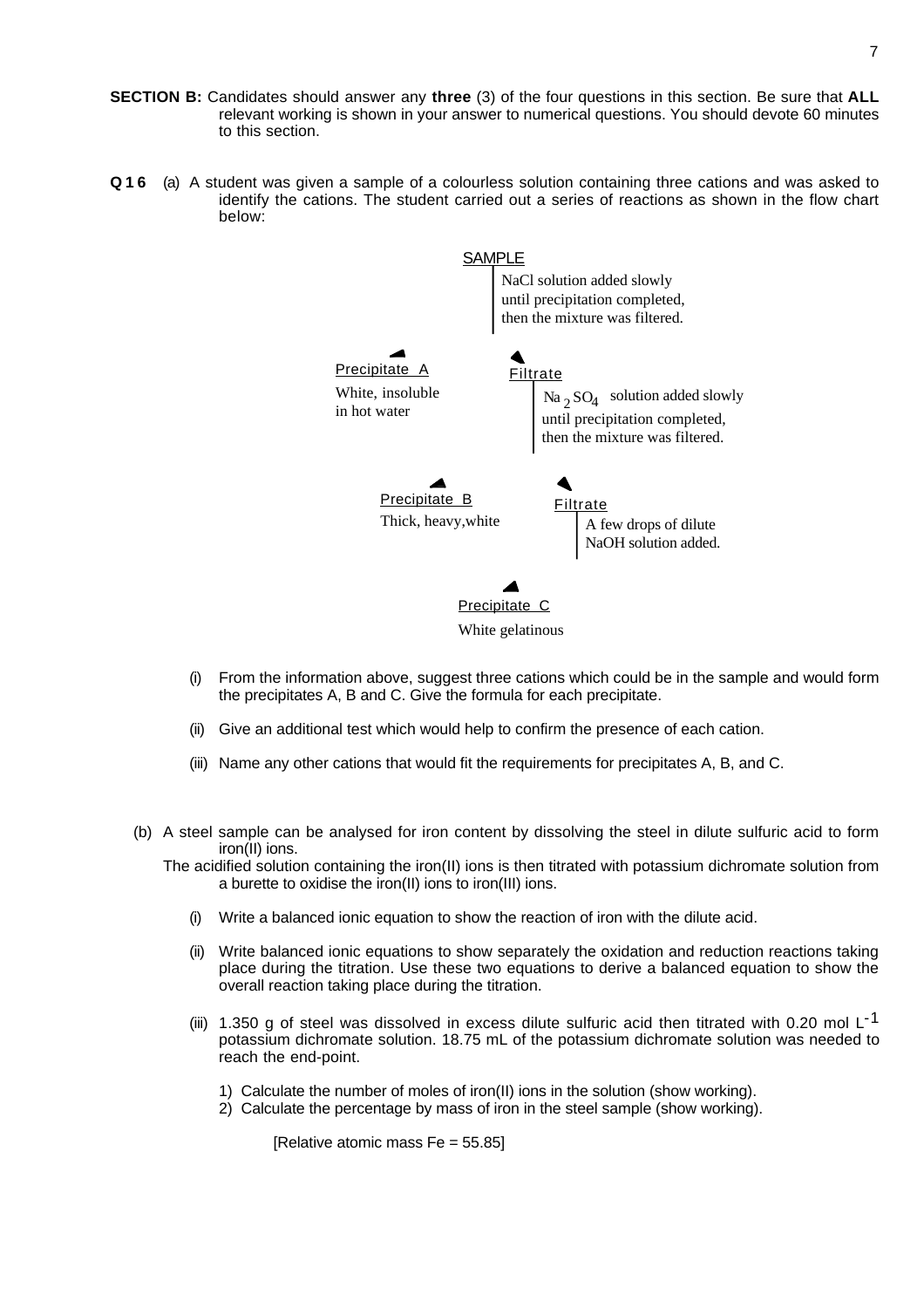**SECTION B:** Candidates should answer any **three** (3) of the four questions in this section. Be sure that **ALL** relevant working is shown in your answer to numerical questions. You should devote 60 minutes to this section.

**Q 1 6** (a) A student was given a sample of a colourless solution containing three cations and was asked to identify the cations. The student carried out a series of reactions as shown in the flow chart below:

SAMPLE
- NaCl solution added slowly until precipitation completed, then the mixture was filtered.
  - Precipitate A: White, insoluble in hot water
  - Filtrate
    - $Na_2SO_4$ solution added slowly until precipitation completed, then the mixture was filtered.
      - Precipitate B: Thick, heavy, white
      - Filtrate
        - A few drops of dilute NaOH solution added.
          - Precipitate C: White gelatinous

(i) From the information above, suggest three cations which could be in the sample and would form the precipitates A, B and C. Give the formula for each precipitate.

(ii) Give an additional test which would help to confirm the presence of each cation.

(iii) Name any other cations that would fit the requirements for precipitates A, B, and C.

(b) A steel sample can be analysed for iron content by dissolving the steel in dilute sulfuric acid to form iron(II) ions.
The acidified solution containing the iron(II) ions is then titrated with potassium dichromate solution from a burette to oxidise the iron(II) ions to iron(III) ions.

(i) Write a balanced ionic equation to show the reaction of iron with the dilute acid.

(ii) Write balanced ionic equations to show separately the oxidation and reduction reactions taking place during the titration. Use these two equations to derive a balanced equation to show the overall reaction taking place during the titration.

(iii) 1.350 g of steel was dissolved in excess dilute sulfuric acid then titrated with 0.20 mol $L^{-1}$ potassium dichromate solution. 18.75 mL of the potassium dichromate solution was needed to reach the end-point.

1) Calculate the number of moles of iron(II) ions in the solution (show working).
2) Calculate the percentage by mass of iron in the steel sample (show working).

[Relative atomic mass Fe = 55.85]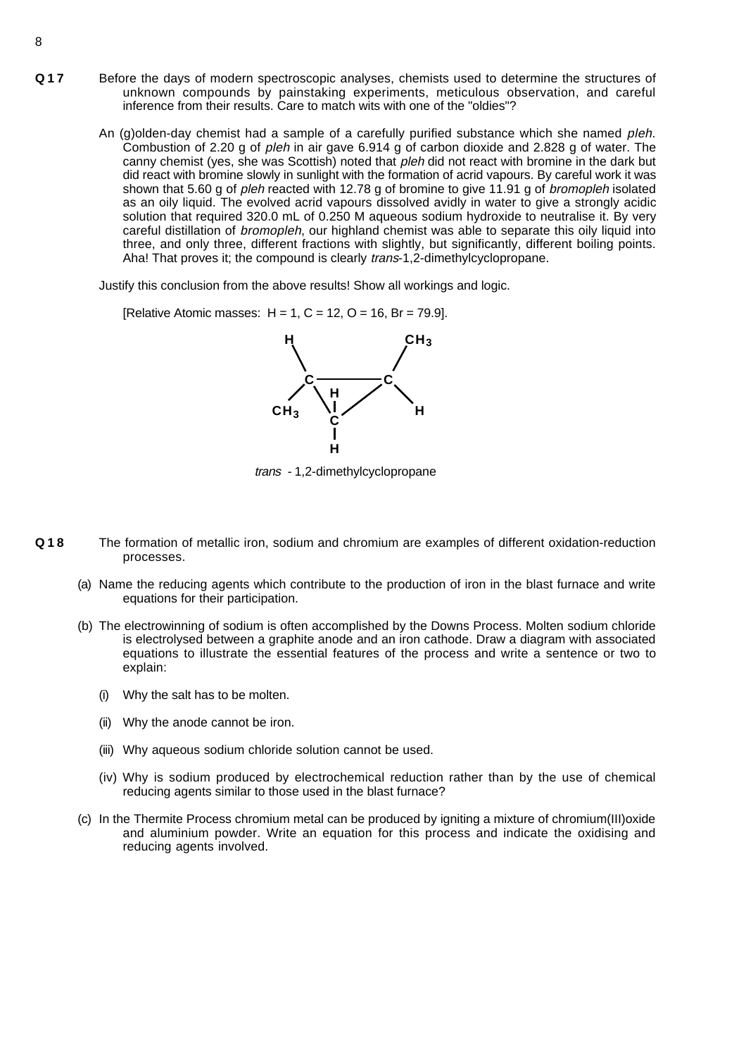**Q17** Before the days of modern spectroscopic analyses, chemists used to determine the structures of unknown compounds by painstaking experiments, meticulous observation, and careful inference from their results. Care to match wits with one of the "oldies"?

An (g)olden-day chemist had a sample of a carefully purified substance which she named *pleh*. Combustion of 2.20 g of *pleh* in air gave 6.914 g of carbon dioxide and 2.828 g of water. The canny chemist (yes, she was Scottish) noted that *pleh* did not react with bromine in the dark but did react with bromine slowly in sunlight with the formation of acrid vapours. By careful work it was shown that 5.60 g of *pleh* reacted with 12.78 g of bromine to give 11.91 g of *bromopleh* isolated as an oily liquid. The evolved acrid vapours dissolved avidly in water to give a strongly acidic solution that required 320.0 mL of 0.250 M aqueous sodium hydroxide to neutralise it. By very careful distillation of *bromopleh*, our highland chemist was able to separate this oily liquid into three, and only three, different fractions with slightly, but significantly, different boiling points. Aha! That proves it; the compound is clearly *trans*-1,2-dimethylcyclopropane.

Justify this conclusion from the above results! Show all workings and logic.

[Relative Atomic masses: H = 1, C = 12, O = 16, Br = 79.9].

*trans* - 1,2-dimethylcyclopropane

**Q18** The formation of metallic iron, sodium and chromium are examples of different oxidation-reduction processes.

(a) Name the reducing agents which contribute to the production of iron in the blast furnace and write equations for their participation.

(b) The electrowinning of sodium is often accomplished by the Downs Process. Molten sodium chloride is electrolysed between a graphite anode and an iron cathode. Draw a diagram with associated equations to illustrate the essential features of the process and write a sentence or two to explain:

(i) Why the salt has to be molten.

(ii) Why the anode cannot be iron.

(iii) Why aqueous sodium chloride solution cannot be used.

(iv) Why is sodium produced by electrochemical reduction rather than by the use of chemical reducing agents similar to those used in the blast furnace?

(c) In the Thermite Process chromium metal can be produced by igniting a mixture of chromium(III)oxide and aluminium powder. Write an equation for this process and indicate the oxidising and reducing agents involved.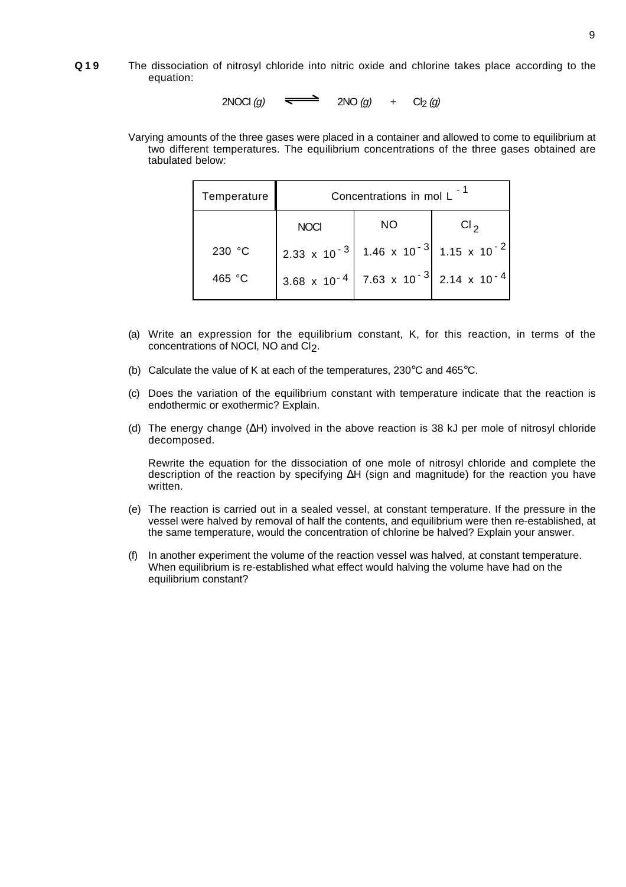**Q19** The dissociation of nitrosyl chloride into nitric oxide and chlorine takes place according to the equation:

$$2NOCl\,(g) \rightleftharpoons 2NO\,(g) + Cl_2\,(g)$$

Varying amounts of the three gases were placed in a container and allowed to come to equilibrium at two different temperatures. The equilibrium concentrations of the three gases obtained are tabulated below:

| Temperature | Concentrations in mol $L^{-1}$ | | |
|---|---|---|---|
| | NOCl | NO | $Cl_2$ |
| 230 °C | $2.33 \times 10^{-3}$ | $1.46 \times 10^{-3}$ | $1.15 \times 10^{-2}$ |
| 465 °C | $3.68 \times 10^{-4}$ | $7.63 \times 10^{-3}$ | $2.14 \times 10^{-4}$ |

(a) Write an expression for the equilibrium constant, K, for this reaction, in terms of the concentrations of NOCl, NO and $Cl_2$.

(b) Calculate the value of K at each of the temperatures, 230°C and 465°C.

(c) Does the variation of the equilibrium constant with temperature indicate that the reaction is endothermic or exothermic? Explain.

(d) The energy change ($\Delta H$) involved in the above reaction is 38 kJ per mole of nitrosyl chloride decomposed.

Rewrite the equation for the dissociation of one mole of nitrosyl chloride and complete the description of the reaction by specifying $\Delta H$ (sign and magnitude) for the reaction you have written.

(e) The reaction is carried out in a sealed vessel, at constant temperature. If the pressure in the vessel were halved by removal of half the contents, and equilibrium were then re-established, at the same temperature, would the concentration of chlorine be halved? Explain your answer.

(f) In another experiment the volume of the reaction vessel was halved, at constant temperature. When equilibrium is re-established what effect would halving the volume have had on the equilibrium constant?